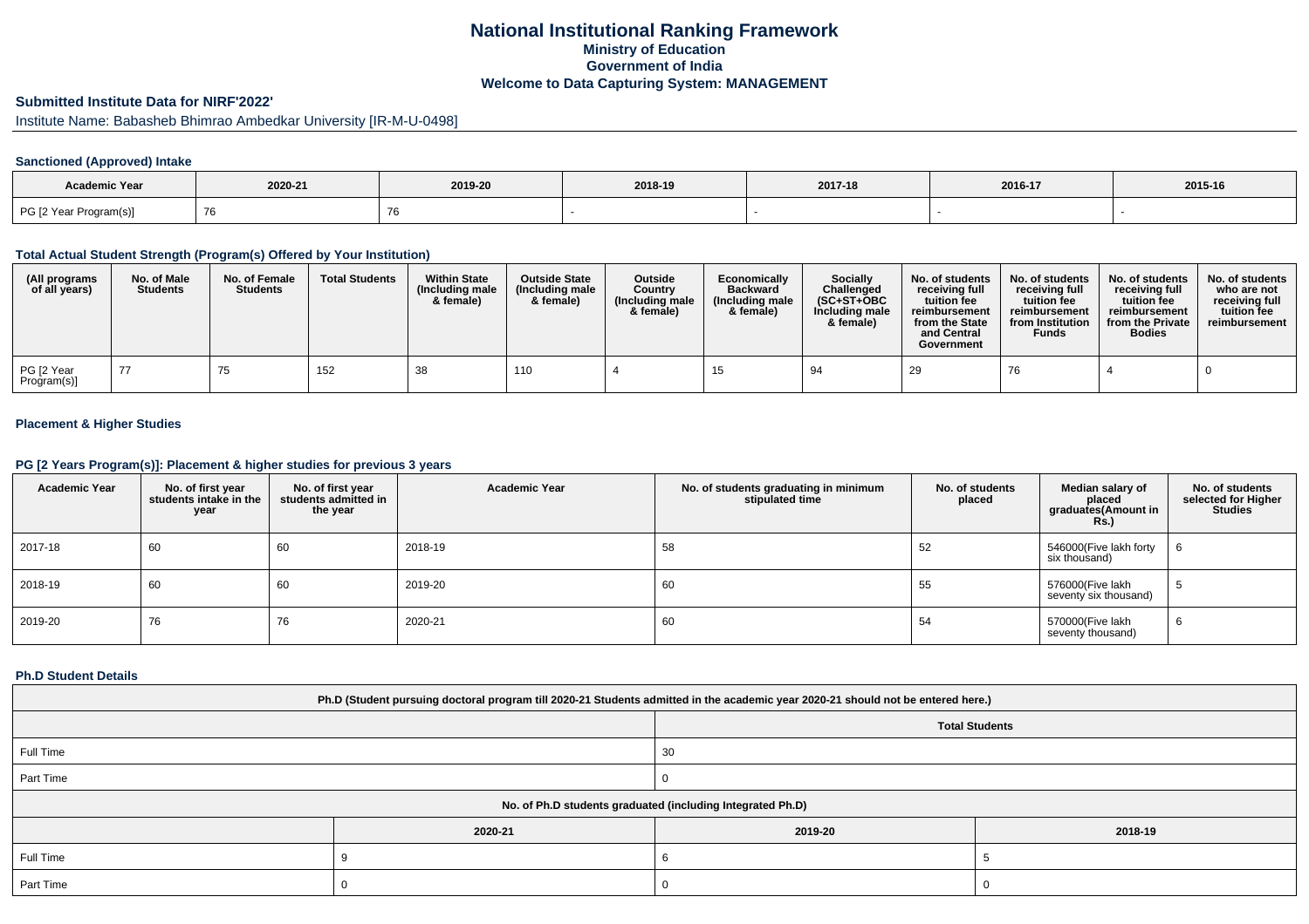# National Institutional Ranking Framework

## Ministry of Education

## Government of India

## Welcome to Data Capturing System: MANAGEMENT

### Submitted Institute Data for NIRF'2022'

Institute Name: Babasheb Bhimrao Ambedkar University [IR-M-U-0498]

#### Sanctioned (Approved) Intake

| Academic Year | 2020-21 | 2019-20 | 2018-19 | 2017-18 | 2016-17 | 2015-16 |
|---|---|---|---|---|---|---|
| PG [2 Year Program(s)] | 76 | 76 | - | - | - | - |

#### Total Actual Student Strength (Program(s) Offered by Your Institution)

| (All programs of all years) | No. of Male Students | No. of Female Students | Total Students | Within State (Including male & female) | Outside State (Including male & female) | Outside Country (Including male & female) | Economically Backward (Including male & female) | Socially Challenged (SC+ST+OBC Including male & female) | No. of students receiving full tuition fee reimbursement from the State and Central Government | No. of students receiving full tuition fee reimbursement from Institution Funds | No. of students receiving full tuition fee reimbursement from the Private Bodies | No. of students who are not receiving full tuition fee reimbursement |
|---|---|---|---|---|---|---|---|---|---|---|---|---|
| PG [2 Year Program(s)] | 77 | 75 | 152 | 38 | 110 | 4 | 15 | 94 | 29 | 76 | 4 | 0 |

#### Placement & Higher Studies

#### PG [2 Years Program(s)]: Placement & higher studies for previous 3 years

| Academic Year | No. of first year students intake in the year | No. of first year students admitted in the year | Academic Year | No. of students graduating in minimum stipulated time | No. of students placed | Median salary of placed graduates(Amount in Rs.) | No. of students selected for Higher Studies |
|---|---|---|---|---|---|---|---|
| 2017-18 | 60 | 60 | 2018-19 | 58 | 52 | 546000(Five lakh forty six thousand) | 6 |
| 2018-19 | 60 | 60 | 2019-20 | 60 | 55 | 576000(Five lakh seventy six thousand) | 5 |
| 2019-20 | 76 | 76 | 2020-21 | 60 | 54 | 570000(Five lakh seventy thousand) | 6 |

#### Ph.D Student Details

| Ph.D (Student pursuing doctoral program till 2020-21 Students admitted in the academic year 2020-21 should not be entered here.) | |
|---|---|
| | Total Students |
| Full Time | 30 |
| Part Time | 0 |

| No. of Ph.D students graduated (including Integrated Ph.D) | | | |
|---|---|---|---|
| | 2020-21 | 2019-20 | 2018-19 |
| Full Time | 9 | 6 | 5 |
| Part Time | 0 | 0 | 0 |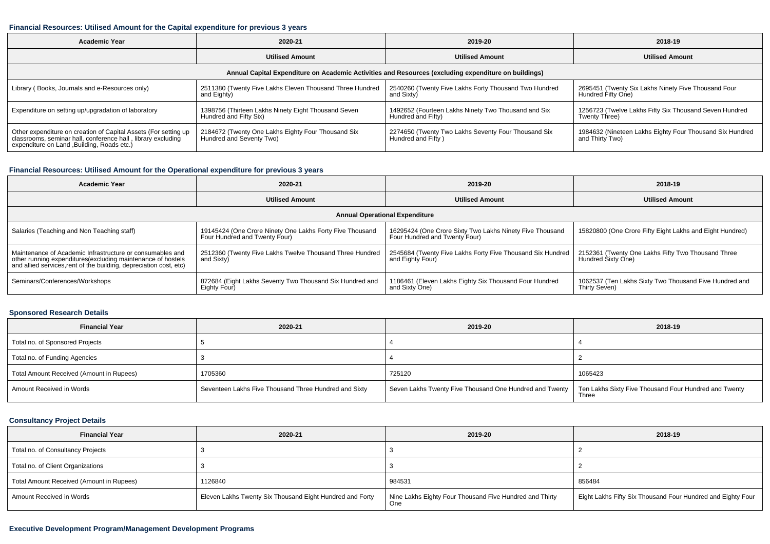#### Financial Resources: Utilised Amount for the Capital expenditure for previous 3 years

| Academic Year | 2020-21 | 2019-20 | 2018-19 |
|---|---|---|---|
| | Utilised Amount | Utilised Amount | Utilised Amount |
| Annual Capital Expenditure on Academic Activities and Resources (excluding expenditure on buildings) | | | |
| Library ( Books, Journals and e-Resources only) | 2511380 (Twenty Five Lakhs Eleven Thousand Three Hundred and Eighty) | 2540260 (Twenty Five Lakhs Forty Thousand Two Hundred and Sixty) | 2695451 (Twenty Six Lakhs Ninety Five Thousand Four Hundred Fifty One) |
| Expenditure on setting up/upgradation of laboratory | 1398756 (Thirteen Lakhs Ninety Eight Thousand Seven Hundred and Fifty Six) | 1492652 (Fourteen Lakhs Ninety Two Thousand and Six Hundred and Fifty) | 1256723 (Twelve Lakhs Fifty Six Thousand Seven Hundred Twenty Three) |
| Other expenditure on creation of Capital Assets (For setting up classrooms, seminar hall, conference hall , library excluding expenditure on Land ,Building, Roads etc.) | 2184672 (Twenty One Lakhs Eighty Four Thousand Six Hundred and Seventy Two) | 2274650 (Twenty Two Lakhs Seventy Four Thousand Six Hundred and Fifty ) | 1984632 (Nineteen Lakhs Eighty Four Thousand Six Hundred and Thirty Two) |

#### Financial Resources: Utilised Amount for the Operational expenditure for previous 3 years

| Academic Year | 2020-21 | 2019-20 | 2018-19 |
|---|---|---|---|
| | Utilised Amount | Utilised Amount | Utilised Amount |
| Annual Operational Expenditure | | | |
| Salaries (Teaching and Non Teaching staff) | 19145424 (One Crore Ninety One Lakhs Forty Five Thousand Four Hundred and Twenty Four) | 16295424 (One Crore Sixty Two Lakhs Ninety Five Thousand Four Hundred and Twenty Four) | 15820800 (One Crore Fifty Eight Lakhs and Eight Hundred) |
| Maintenance of Academic Infrastructure or consumables and other running expenditures(excluding maintenance of hostels and allied services,rent of the building, depreciation cost, etc) | 2512360 (Twenty Five Lakhs Twelve Thousand Three Hundred and Sixty) | 2545684 (Twenty Five Lakhs Forty Five Thousand Six Hundred and Eighty Four) | 2152361 (Twenty One Lakhs Fifty Two Thousand Three Hundred Sixty One) |
| Seminars/Conferences/Workshops | 872684 (Eight Lakhs Seventy Two Thousand Six Hundred and Eighty Four) | 1186461 (Eleven Lakhs Eighty Six Thousand Four Hundred and Sixty One) | 1062537 (Ten Lakhs Sixty Two Thousand Five Hundred and Thirty Seven) |

#### Sponsored Research Details

| Financial Year | 2020-21 | 2019-20 | 2018-19 |
|---|---|---|---|
| Total no. of Sponsored Projects | 5 | 4 | 4 |
| Total no. of Funding Agencies | 3 | 4 | 2 |
| Total Amount Received (Amount in Rupees) | 1705360 | 725120 | 1065423 |
| Amount Received in Words | Seventeen Lakhs Five Thousand Three Hundred and Sixty | Seven Lakhs Twenty Five Thousand One Hundred and Twenty | Ten Lakhs Sixty Five Thousand Four Hundred and Twenty Three |

#### Consultancy Project Details

| Financial Year | 2020-21 | 2019-20 | 2018-19 |
|---|---|---|---|
| Total no. of Consultancy Projects | 3 | 3 | 2 |
| Total no. of Client Organizations | 3 | 3 | 2 |
| Total Amount Received (Amount in Rupees) | 1126840 | 984531 | 856484 |
| Amount Received in Words | Eleven Lakhs Twenty Six Thousand Eight Hundred and Forty | Nine Lakhs Eighty Four Thousand Five Hundred and Thirty One | Eight Lakhs Fifty Six Thousand Four Hundred and Eighty Four |

#### Executive Development Program/Management Development Programs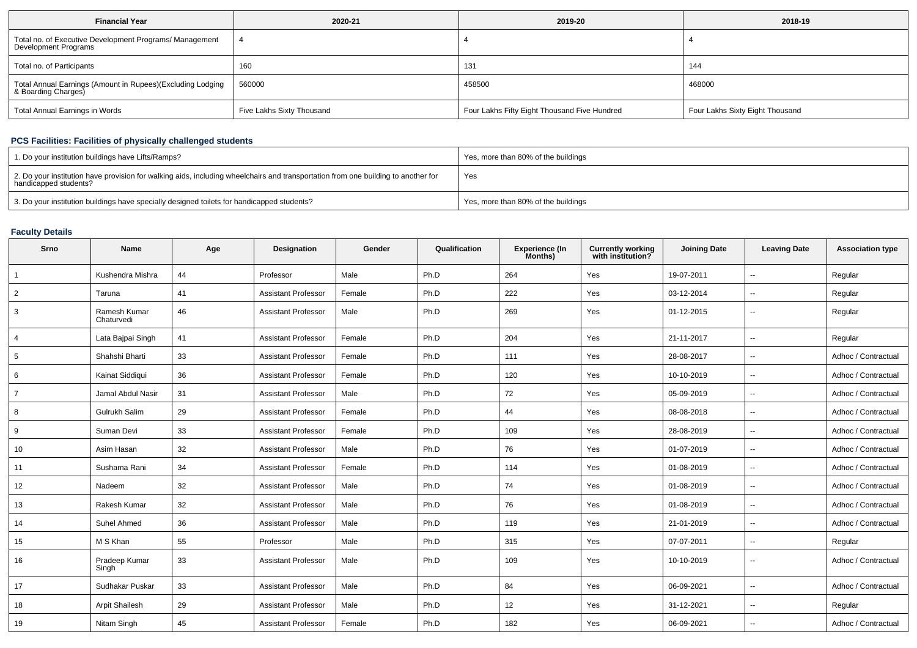| Financial Year | 2020-21 | 2019-20 | 2018-19 |
| --- | --- | --- | --- |
| Total no. of Executive Development Programs/ Management Development Programs | 4 | 4 | 4 |
| Total no. of Participants | 160 | 131 | 144 |
| Total Annual Earnings (Amount in Rupees)(Excluding Lodging & Boarding Charges) | 560000 | 458500 | 468000 |
| Total Annual Earnings in Words | Five Lakhs Sixty Thousand | Four Lakhs Fifty Eight Thousand Five Hundred | Four Lakhs Sixty Eight Thousand |

### PCS Facilities: Facilities of physically challenged students

| | |
| --- | --- |
| 1. Do your institution buildings have Lifts/Ramps? | Yes, more than 80% of the buildings |
| 2. Do your institution have provision for walking aids, including wheelchairs and transportation from one building to another for handicapped students? | Yes |
| 3. Do your institution buildings have specially designed toilets for handicapped students? | Yes, more than 80% of the buildings |

### Faculty Details

| Srno | Name | Age | Designation | Gender | Qualification | Experience (In Months) | Currently working with institution? | Joining Date | Leaving Date | Association type |
| --- | --- | --- | --- | --- | --- | --- | --- | --- | --- | --- |
| 1 | Kushendra Mishra | 44 | Professor | Male | Ph.D | 264 | Yes | 19-07-2011 | -- | Regular |
| 2 | Taruna | 41 | Assistant Professor | Female | Ph.D | 222 | Yes | 03-12-2014 | -- | Regular |
| 3 | Ramesh Kumar Chaturvedi | 46 | Assistant Professor | Male | Ph.D | 269 | Yes | 01-12-2015 | -- | Regular |
| 4 | Lata Bajpai Singh | 41 | Assistant Professor | Female | Ph.D | 204 | Yes | 21-11-2017 | -- | Regular |
| 5 | Shahshi Bharti | 33 | Assistant Professor | Female | Ph.D | 111 | Yes | 28-08-2017 | -- | Adhoc / Contractual |
| 6 | Kainat Siddiqui | 36 | Assistant Professor | Female | Ph.D | 120 | Yes | 10-10-2019 | -- | Adhoc / Contractual |
| 7 | Jamal Abdul Nasir | 31 | Assistant Professor | Male | Ph.D | 72 | Yes | 05-09-2019 | -- | Adhoc / Contractual |
| 8 | Gulrukh Salim | 29 | Assistant Professor | Female | Ph.D | 44 | Yes | 08-08-2018 | -- | Adhoc / Contractual |
| 9 | Suman Devi | 33 | Assistant Professor | Female | Ph.D | 109 | Yes | 28-08-2019 | -- | Adhoc / Contractual |
| 10 | Asim Hasan | 32 | Assistant Professor | Male | Ph.D | 76 | Yes | 01-07-2019 | -- | Adhoc / Contractual |
| 11 | Sushama Rani | 34 | Assistant Professor | Female | Ph.D | 114 | Yes | 01-08-2019 | -- | Adhoc / Contractual |
| 12 | Nadeem | 32 | Assistant Professor | Male | Ph.D | 74 | Yes | 01-08-2019 | -- | Adhoc / Contractual |
| 13 | Rakesh Kumar | 32 | Assistant Professor | Male | Ph.D | 76 | Yes | 01-08-2019 | -- | Adhoc / Contractual |
| 14 | Suhel Ahmed | 36 | Assistant Professor | Male | Ph.D | 119 | Yes | 21-01-2019 | -- | Adhoc / Contractual |
| 15 | M S Khan | 55 | Professor | Male | Ph.D | 315 | Yes | 07-07-2011 | -- | Regular |
| 16 | Pradeep Kumar Singh | 33 | Assistant Professor | Male | Ph.D | 109 | Yes | 10-10-2019 | -- | Adhoc / Contractual |
| 17 | Sudhakar Puskar | 33 | Assistant Professor | Male | Ph.D | 84 | Yes | 06-09-2021 | -- | Adhoc / Contractual |
| 18 | Arpit Shailesh | 29 | Assistant Professor | Male | Ph.D | 12 | Yes | 31-12-2021 | -- | Regular |
| 19 | Nitam Singh | 45 | Assistant Professor | Female | Ph.D | 182 | Yes | 06-09-2021 | -- | Adhoc / Contractual |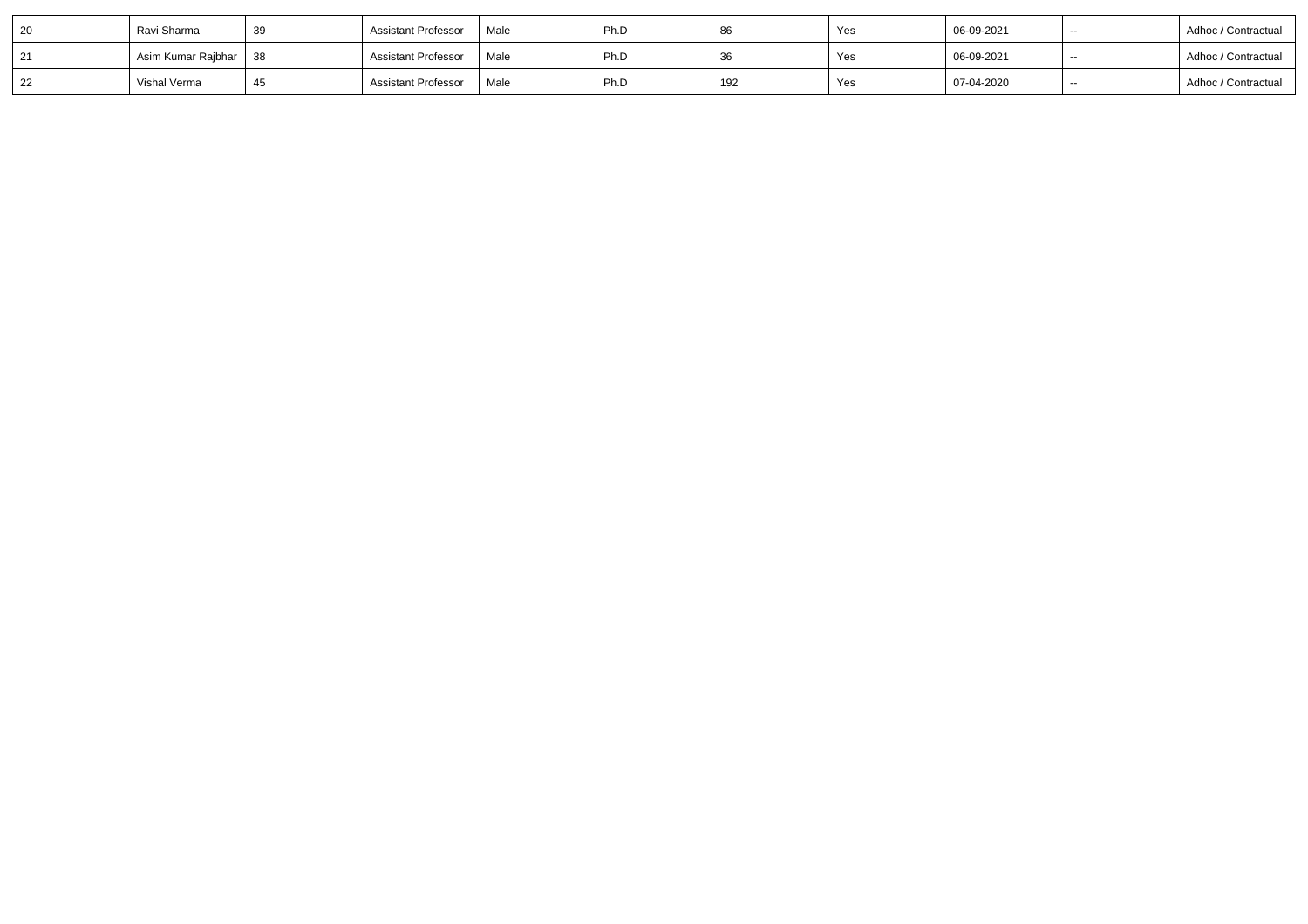| | | | | | | | | | | |
|---|---|---|---|---|---|---|---|---|---|---|
| 20 | Ravi Sharma | 39 | Assistant Professor | Male | Ph.D | 86 | Yes | 06-09-2021 | -- | Adhoc / Contractual |
| 21 | Asim Kumar Rajbhar | 38 | Assistant Professor | Male | Ph.D | 36 | Yes | 06-09-2021 | -- | Adhoc / Contractual |
| 22 | Vishal Verma | 45 | Assistant Professor | Male | Ph.D | 192 | Yes | 07-04-2020 | -- | Adhoc / Contractual |